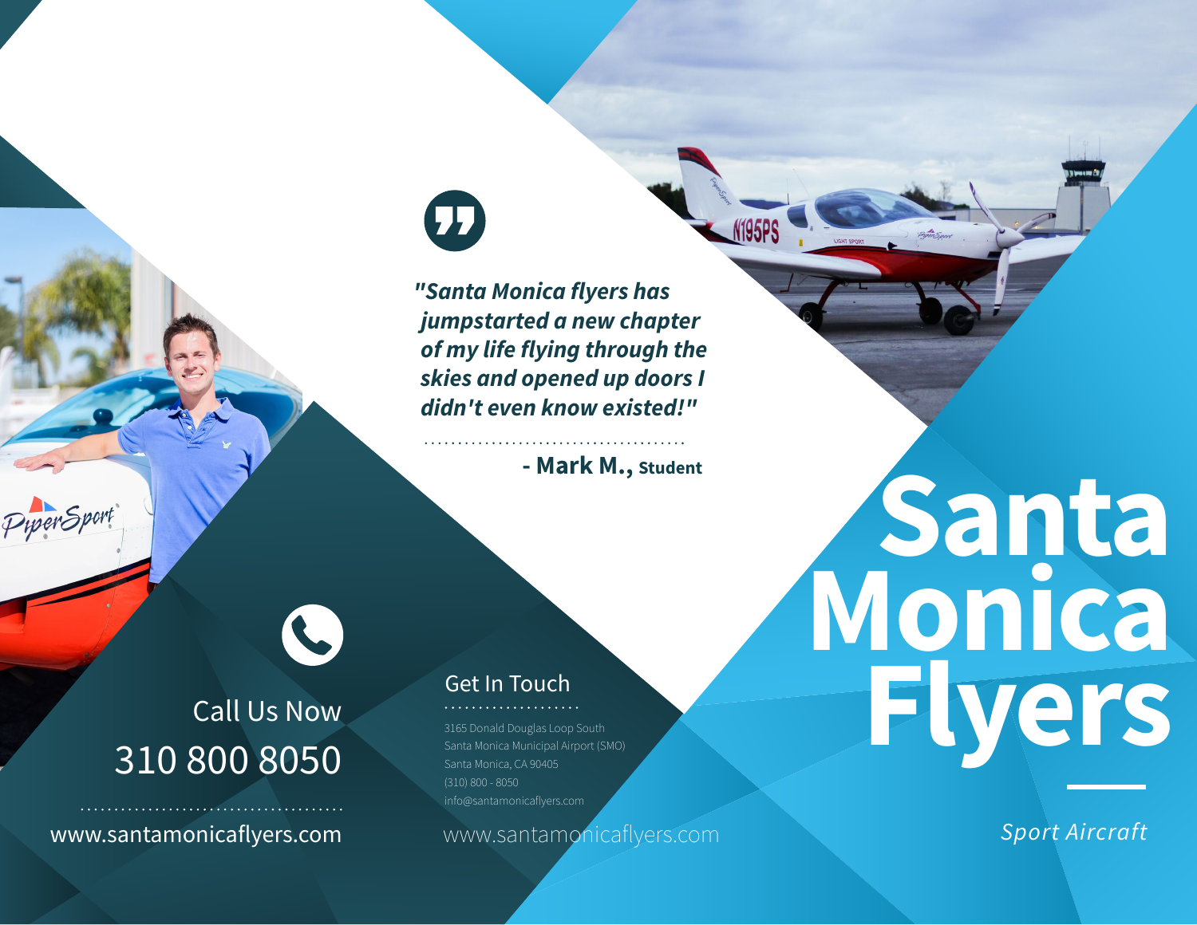# Santa Monica Flyers

*Sport Aircraft*

***"Santa Monica flyers has jumpstarted a new chapter of my life flying through the skies and opened up doors I didn't even know existed!"***

**- Mark M., Student**

## Call Us Now

310 800 8050

www.santamonicaflyers.com

## Get In Touch

3165 Donald Douglas Loop South
Santa Monica Municipal Airport (SMO)
Santa Monica, CA 90405
(310) 800 - 8050
info@santamonicaflyers.com

www.santamonicaflyers.com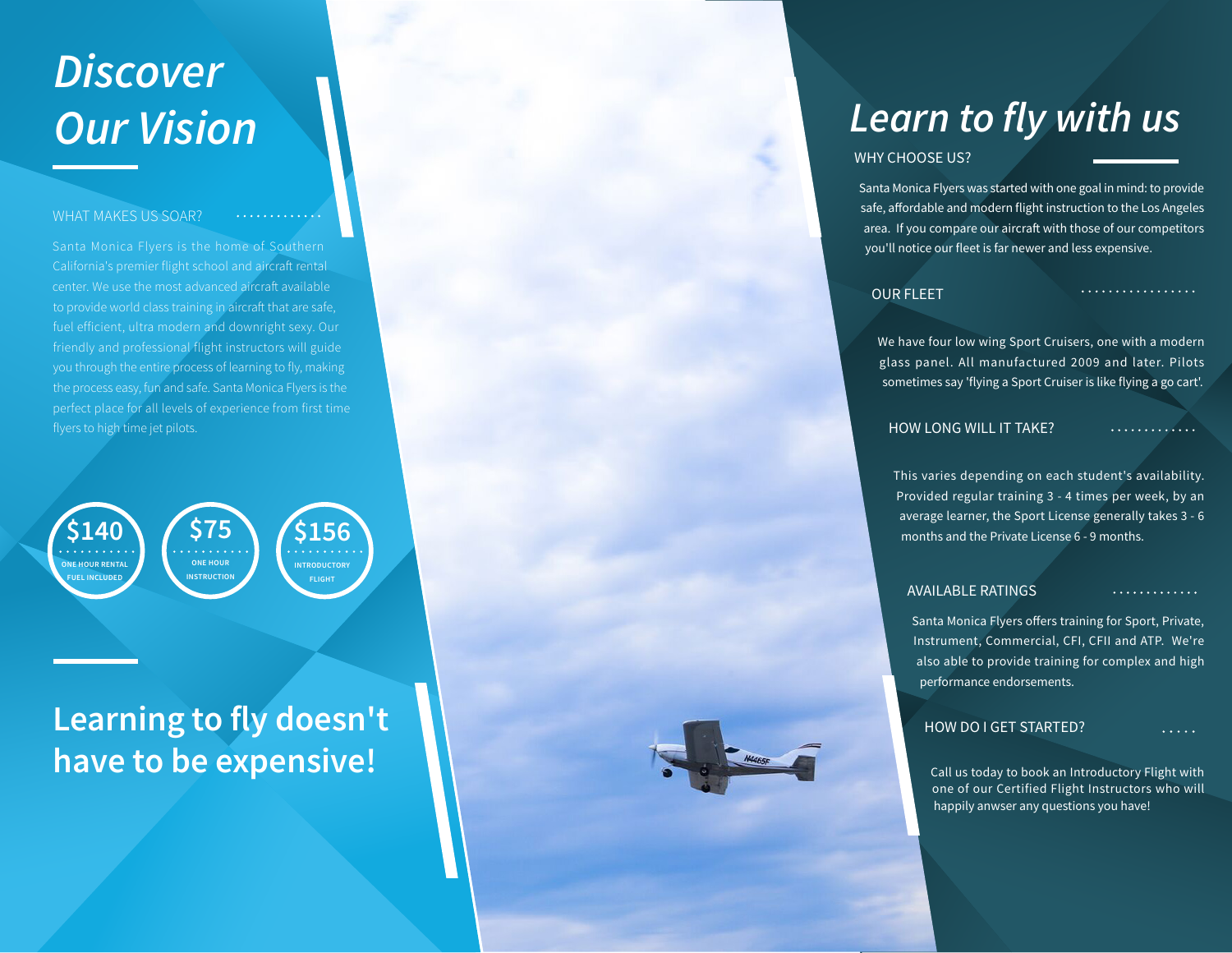# *Discover Our Vision*

### WHAT MAKES US SOAR?

Santa Monica Flyers is the home of Southern California's premier flight school and aircraft rental center. We use the most advanced aircraft available to provide world class training in aircraft that are safe, fuel efficient, ultra modern and downright sexy. Our friendly and professional flight instructors will guide you through the entire process of learning to fly, making the process easy, fun and safe. Santa Monica Flyers is the perfect place for all levels of experience from first time flyers to high time jet pilots.

**$140**
ONE HOUR RENTAL FUEL INCLUDED

**$75**
ONE HOUR INSTRUCTION

**$156**
INTRODUCTORY FLIGHT

## Learning to fly doesn't have to be expensive!

# *Learn to fly with us*

### WHY CHOOSE US?

Santa Monica Flyers was started with one goal in mind: to provide safe, affordable and modern flight instruction to the Los Angeles area. If you compare our aircraft with those of our competitors you'll notice our fleet is far newer and less expensive.

### OUR FLEET

We have four low wing Sport Cruisers, one with a modern glass panel. All manufactured 2009 and later. Pilots sometimes say 'flying a Sport Cruiser is like flying a go cart'.

### HOW LONG WILL IT TAKE?

This varies depending on each student's availability. Provided regular training 3 - 4 times per week, by an average learner, the Sport License generally takes 3 - 6 months and the Private License 6 - 9 months.

### AVAILABLE RATINGS

Santa Monica Flyers offers training for Sport, Private, Instrument, Commercial, CFI, CFII and ATP. We're also able to provide training for complex and high performance endorsements.

### HOW DO I GET STARTED?

Call us today to book an Introductory Flight with one of our Certified Flight Instructors who will happily anwser any questions you have!